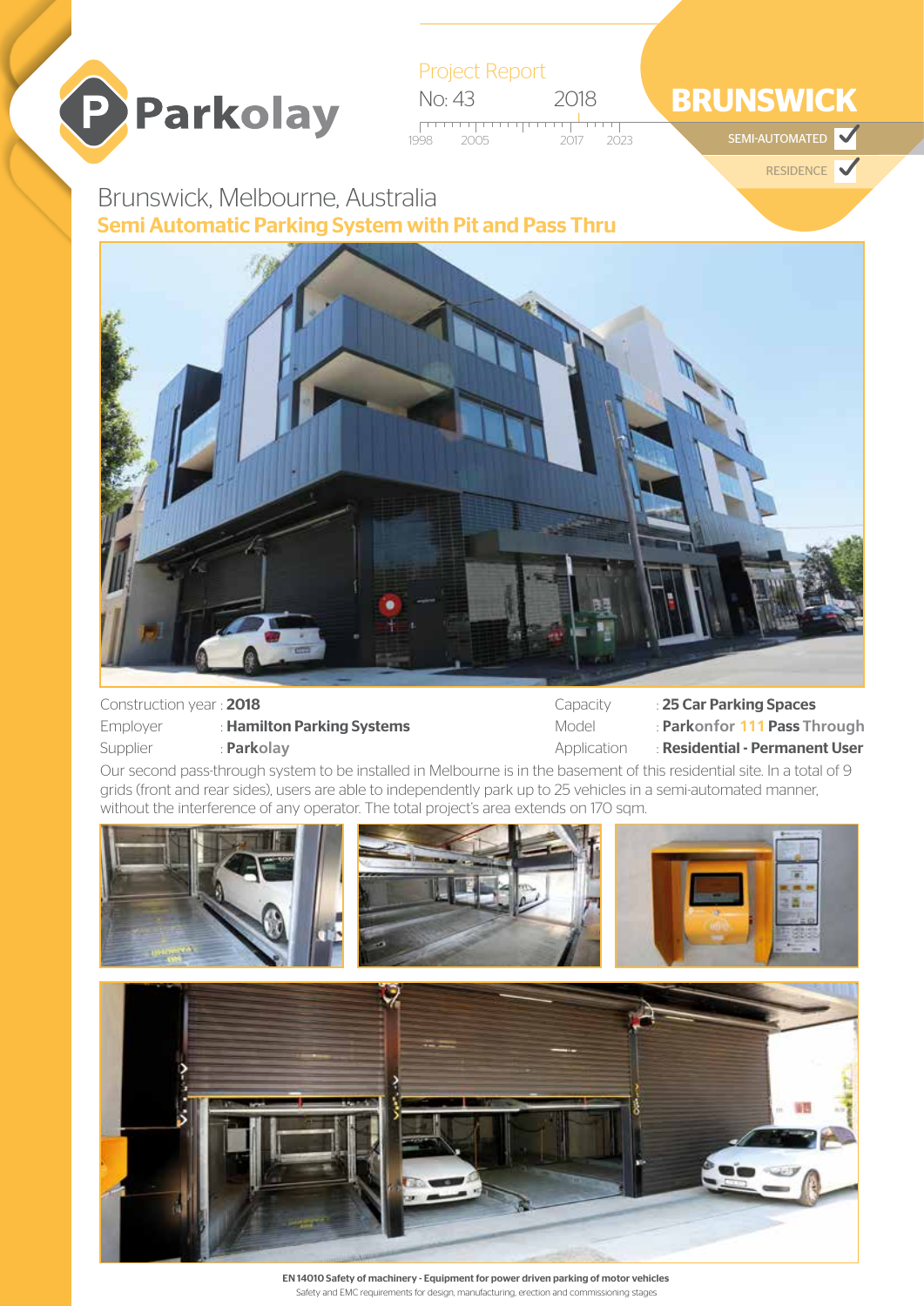Parkolay

Project Report

No: 43 2018

1998 2005 2017 2023

# BRUNSWICK

SEMI-AUTOMATED ✓

RESIDENCE ✓

## Brunswick, Melbourne, Australia

### Semi Automatic Parking System with Pit and Pass Thru

| | | | |
|---|---|---|---|
| Construction year | : **2018** | Capacity | : **25 Car Parking Spaces** |
| Employer | : **Hamilton Parking Systems** | Model | : **Parkonfor 111 Pass Through** |
| Supplier | : **Parkolay** | Application | : **Residential - Permanent User** |

Our second pass-through system to be installed in Melbourne is in the basement of this residential site. In a total of 9 grids (front and rear sides), users are able to independently park up to 25 vehicles in a semi-automated manner, without the interference of any operator. The total project's area extends on 170 sqm.

**EN 14010 Safety of machinery - Equipment for power driven parking of motor vehicles**

Safety and EMC requirements for design, manufacturing, erection and commissioning stages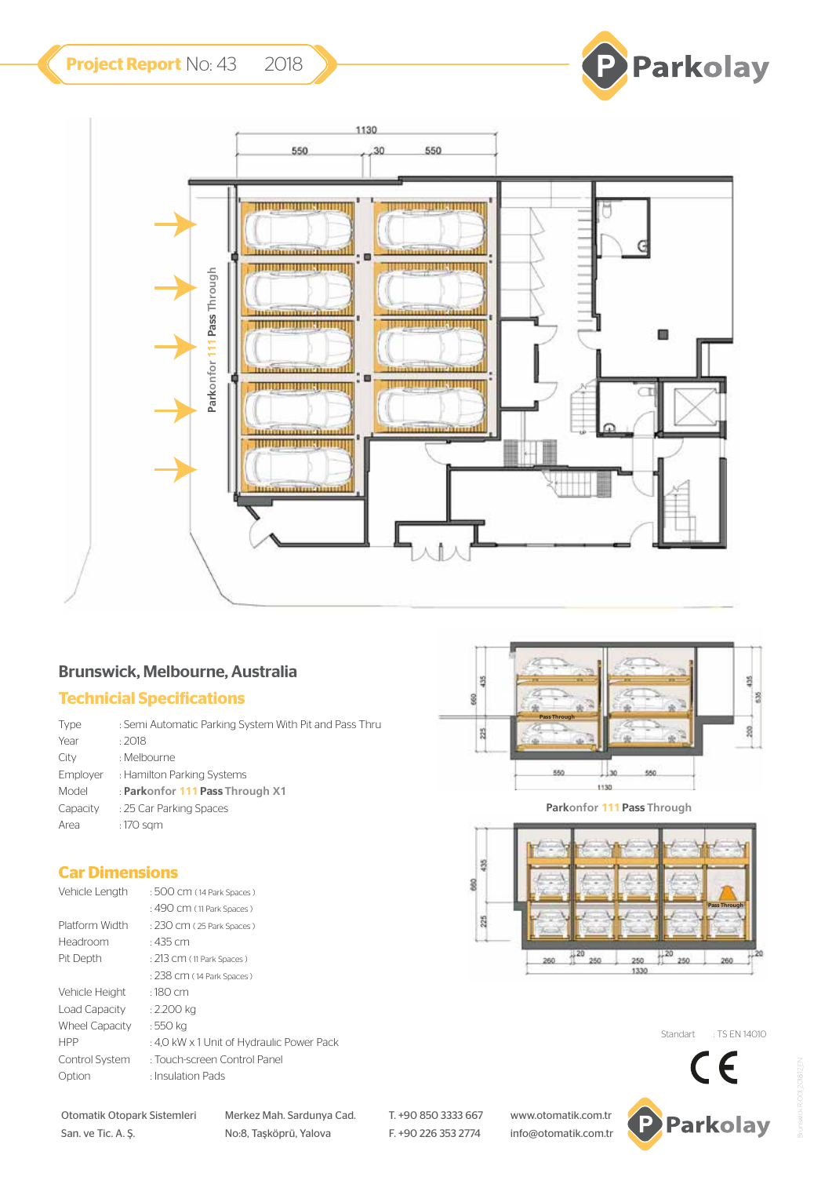**Project Report** No: 43 2018

Parkolay

1130
550
30
550

Parkonfor 111 Pass Through

## Brunswick, Melbourne, Australia

## Technical Specifications

| | |
|---|---|
| Type | : Semi Automatic Parking System With Pit and Pass Thru |
| Year | : 2018 |
| City | : Melbourne |
| Employer | : Hamilton Parking Systems |
| Model | : **Parkonfor 111 Pass Through X1** |
| Capacity | : 25 Car Parking Spaces |
| Area | : 170 sqm |

## Car Dimensions

| | |
|---|---|
| Vehicle Length | : 500 cm ( 14 Park Spaces ) |
| | : 490 cm ( 11 Park Spaces ) |
| Platform Width | : 230 cm ( 25 Park Spaces ) |
| Headroom | : 435 cm |
| Pit Depth | : 213 cm ( 11 Park Spaces ) |
| | : 238 cm ( 14 Park Spaces ) |
| Vehicle Height | : 180 cm |
| Load Capacity | : 2.200 kg |
| Wheel Capacity | : 550 kg |
| HPP | : 4,0 kW x 1 Unit of Hydraulic Power Pack |
| Control System | : Touch-screen Control Panel |
| Option | : Insulation Pads |

660
435
225
Pass Through
435
635
200
550
30
550
1130

**Parkonfor 111 Pass Through**

660
435
225
Pass Through
260 20 250 250 20 250 260 20
1330

Standart : TS EN 14010

CE

Otomatik Otopark Sistemleri San. ve Tic. A. Ş.
Merkez Mah. Sardunya Cad. No:8, Taşköprü, Yalova
T. +90 850 3333 667
F. +90 226 353 2774
www.otomatik.com.tr
info@otomatik.com.tr

Parkolay